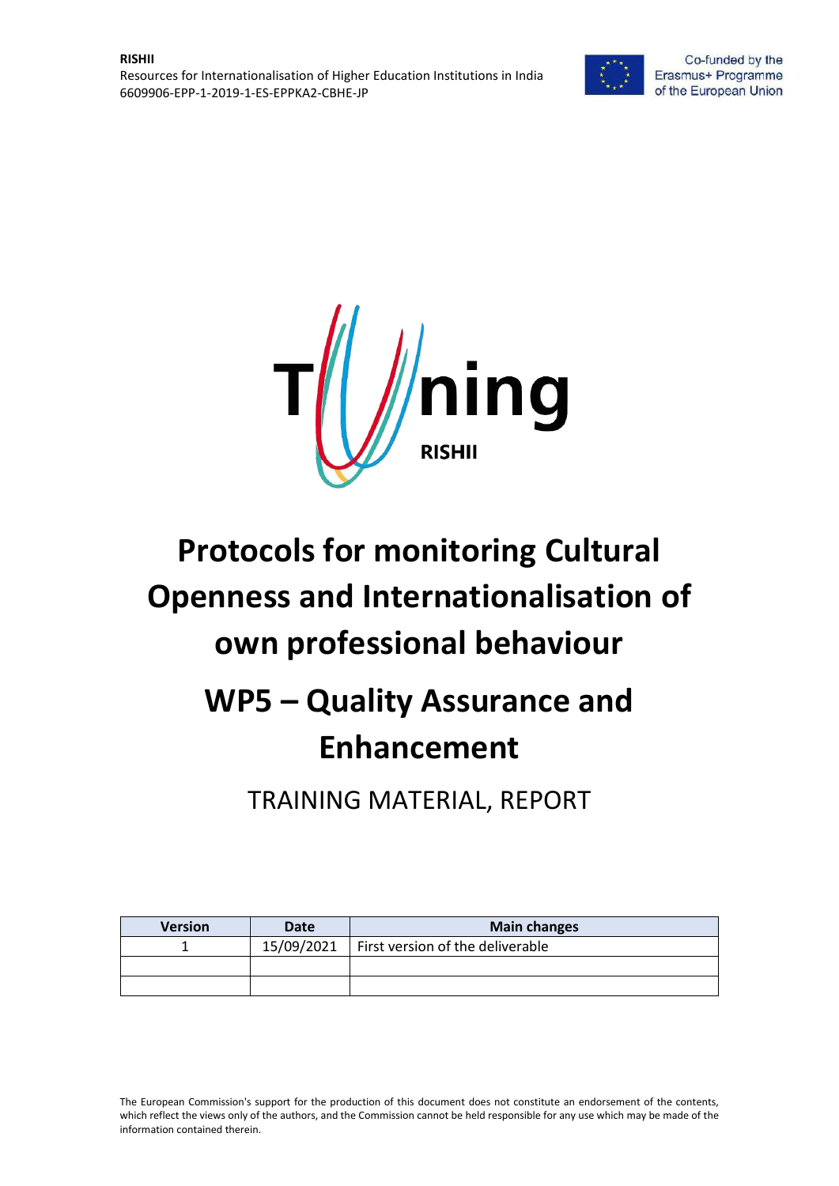**RISHII**
Resources for Internationalisation of Higher Education Institutions in India
6609906-EPP-1-2019-1-ES-EPPKA2-CBHE-JP

Co-funded by the Erasmus+ Programme of the European Union

Tuning RISHII

# Protocols for monitoring Cultural Openness and Internationalisation of own professional behaviour

# WP5 – Quality Assurance and Enhancement

## TRAINING MATERIAL, REPORT

| Version | Date | Main changes |
| --- | --- | --- |
| 1 | 15/09/2021 | First version of the deliverable |
| | | |
| | | |

The European Commission's support for the production of this document does not constitute an endorsement of the contents, which reflect the views only of the authors, and the Commission cannot be held responsible for any use which may be made of the information contained therein.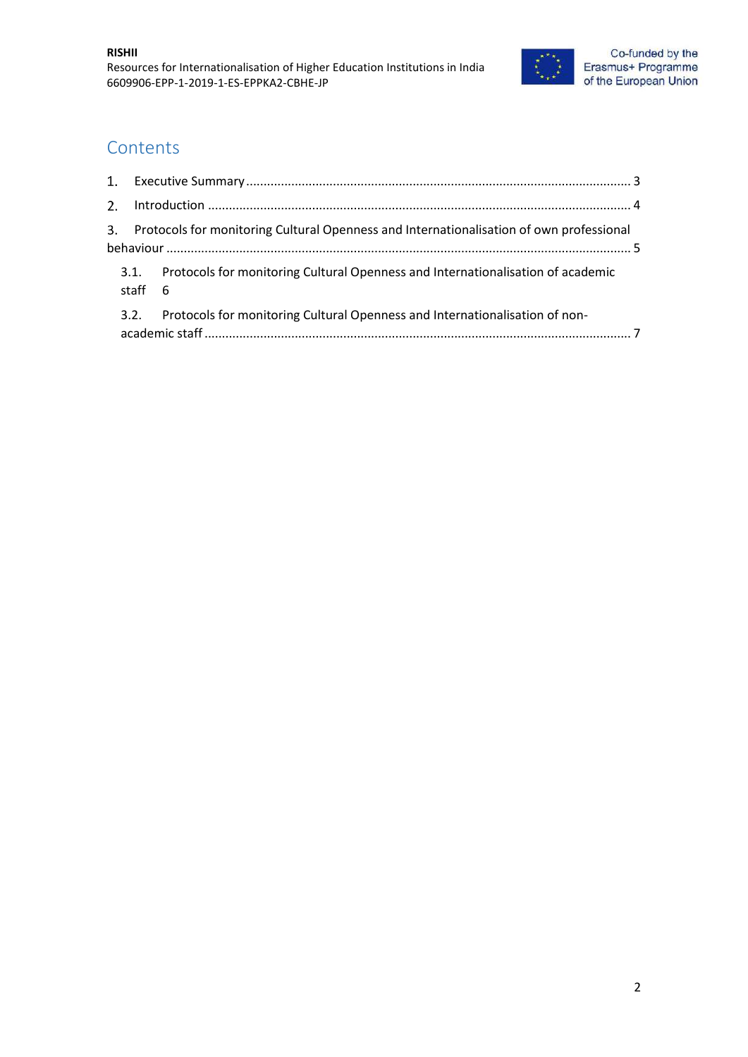# Contents

1. Executive Summary ........................................................................................................... 3
2. Introduction ...................................................................................................................... 4
3. Protocols for monitoring Cultural Openness and Internationalisation of own professional behaviour ......................................................................................................................... 5
   - 3.1. Protocols for monitoring Cultural Openness and Internationalisation of academic staff 6
   - 3.2. Protocols for monitoring Cultural Openness and Internationalisation of non-academic staff ......................................................................................................................... 7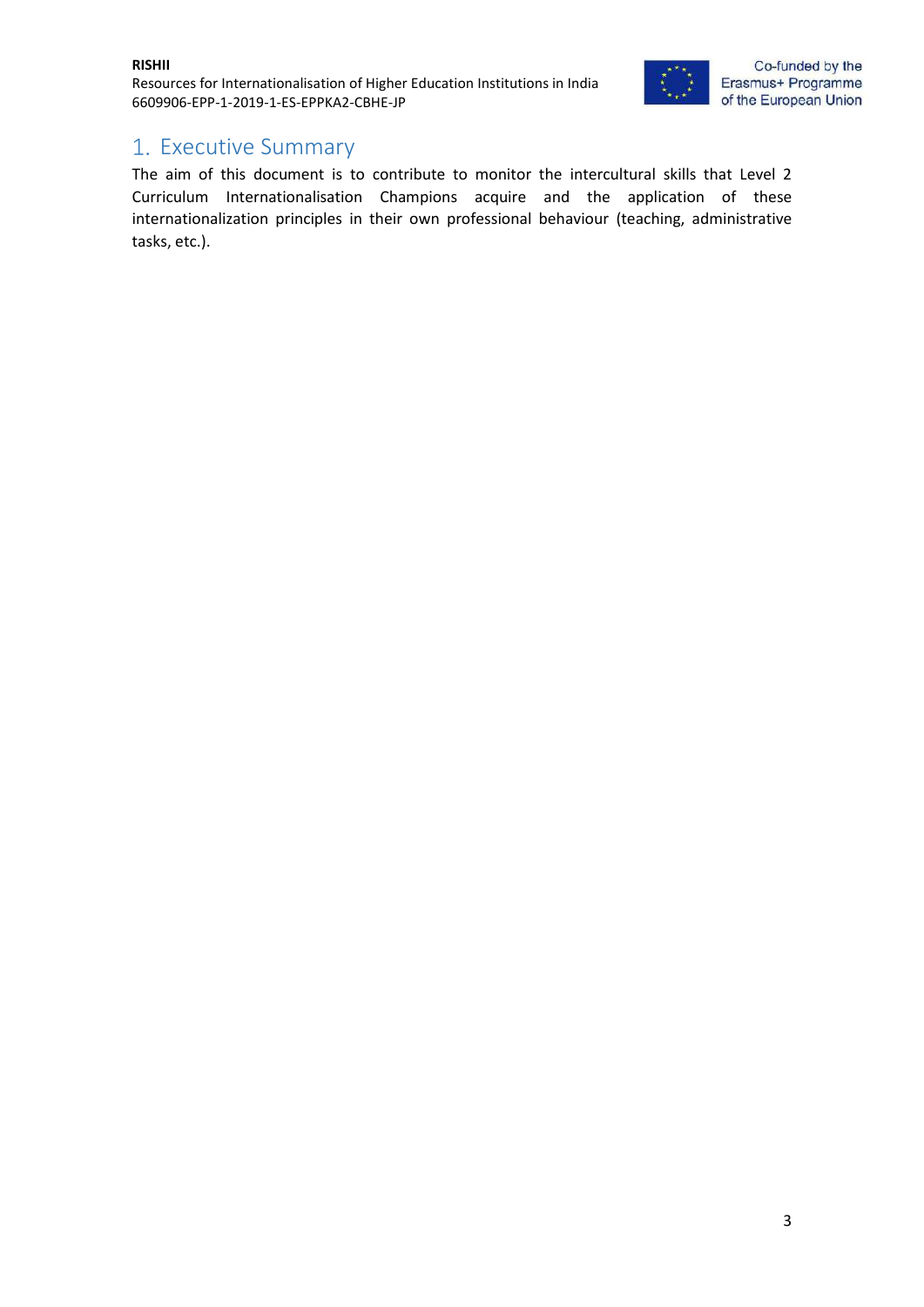# 1. Executive Summary

The aim of this document is to contribute to monitor the intercultural skills that Level 2 Curriculum Internationalisation Champions acquire and the application of these internationalization principles in their own professional behaviour (teaching, administrative tasks, etc.).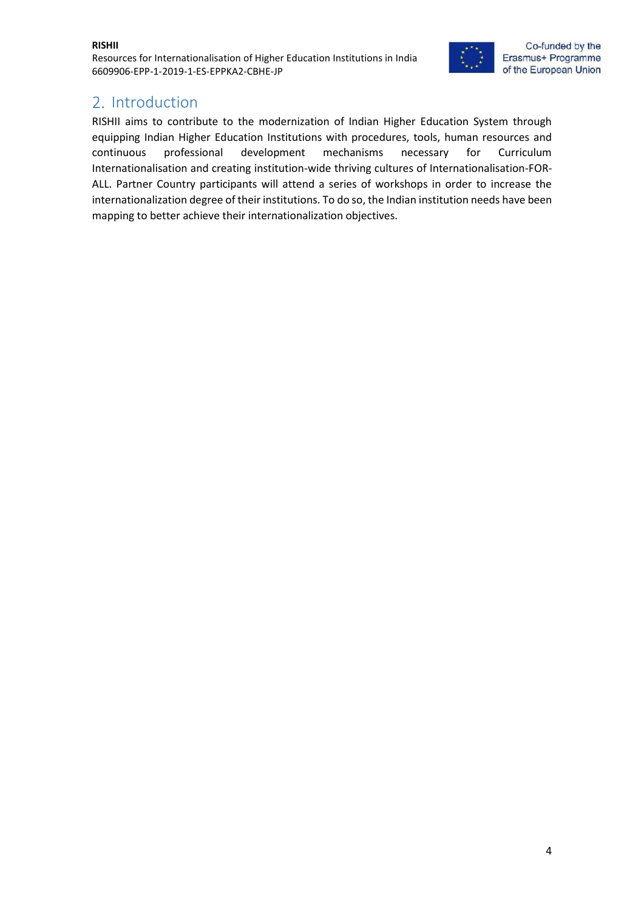## 2. Introduction

RISHII aims to contribute to the modernization of Indian Higher Education System through equipping Indian Higher Education Institutions with procedures, tools, human resources and continuous professional development mechanisms necessary for Curriculum Internationalisation and creating institution-wide thriving cultures of Internationalisation-FOR-ALL. Partner Country participants will attend a series of workshops in order to increase the internationalization degree of their institutions. To do so, the Indian institution needs have been mapping to better achieve their internationalization objectives.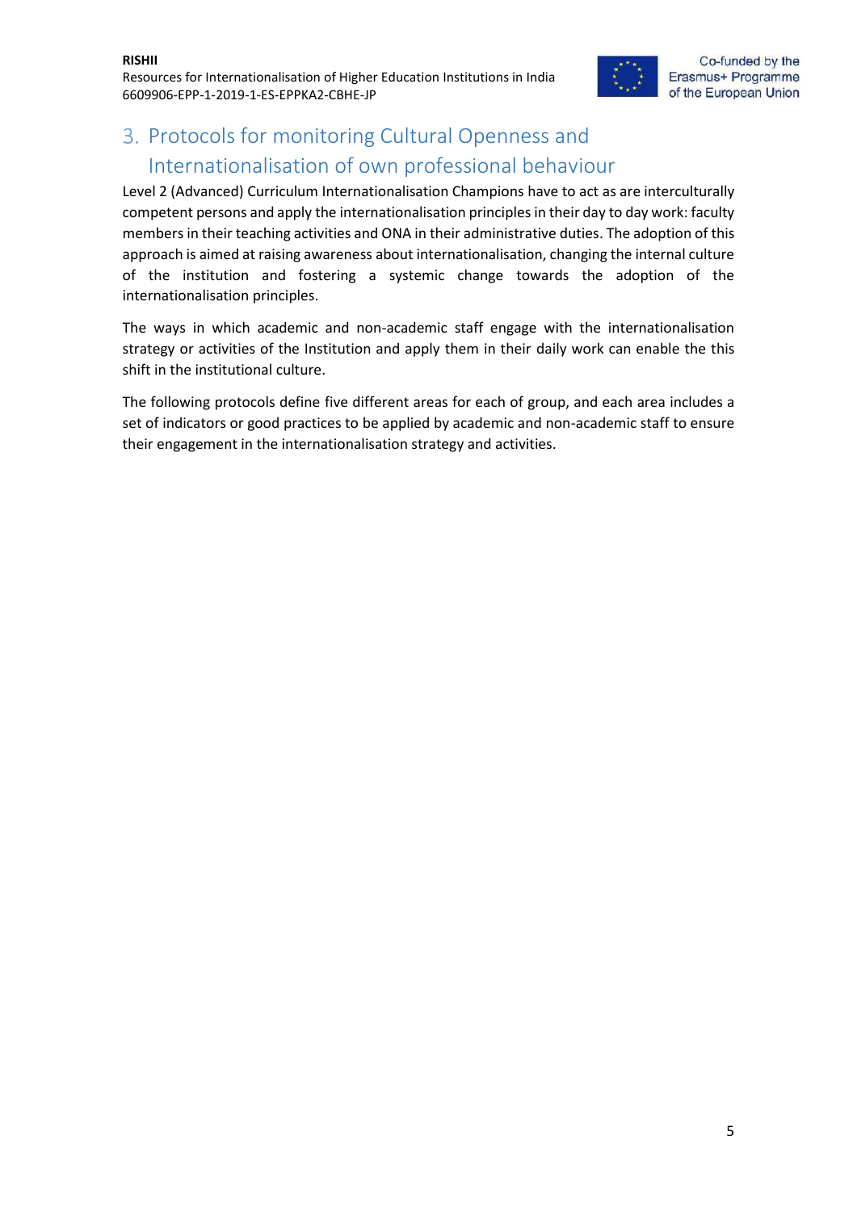## 3. Protocols for monitoring Cultural Openness and Internationalisation of own professional behaviour

Level 2 (Advanced) Curriculum Internationalisation Champions have to act as are interculturally competent persons and apply the internationalisation principles in their day to day work: faculty members in their teaching activities and ONA in their administrative duties. The adoption of this approach is aimed at raising awareness about internationalisation, changing the internal culture of the institution and fostering a systemic change towards the adoption of the internationalisation principles.

The ways in which academic and non-academic staff engage with the internationalisation strategy or activities of the Institution and apply them in their daily work can enable the this shift in the institutional culture.

The following protocols define five different areas for each of group, and each area includes a set of indicators or good practices to be applied by academic and non-academic staff to ensure their engagement in the internationalisation strategy and activities.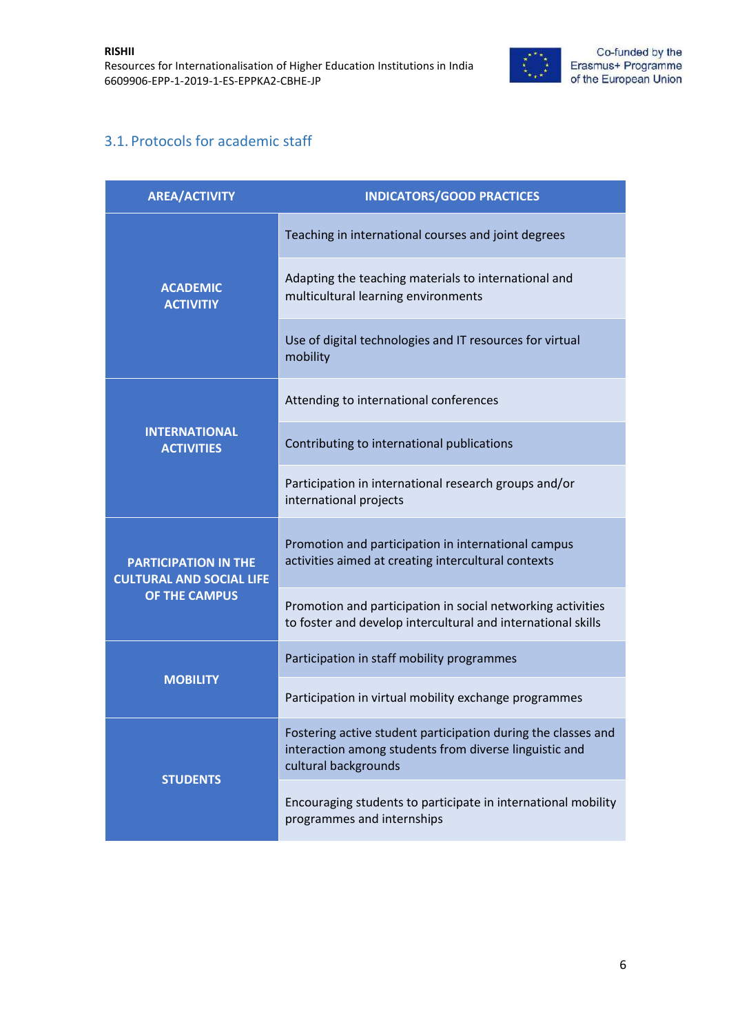## 3.1. Protocols for academic staff

| AREA/ACTIVITY | INDICATORS/GOOD PRACTICES |
|---|---|
| ACADEMIC ACTIVITIY | Teaching in international courses and joint degrees |
| | Adapting the teaching materials to international and multicultural learning environments |
| | Use of digital technologies and IT resources for virtual mobility |
| INTERNATIONAL ACTIVITIES | Attending to international conferences |
| | Contributing to international publications |
| | Participation in international research groups and/or international projects |
| PARTICIPATION IN THE CULTURAL AND SOCIAL LIFE OF THE CAMPUS | Promotion and participation in international campus activities aimed at creating intercultural contexts |
| | Promotion and participation in social networking activities to foster and develop intercultural and international skills |
| MOBILITY | Participation in staff mobility programmes |
| | Participation in virtual mobility exchange programmes |
| STUDENTS | Fostering active student participation during the classes and interaction among students from diverse linguistic and cultural backgrounds |
| | Encouraging students to participate in international mobility programmes and internships |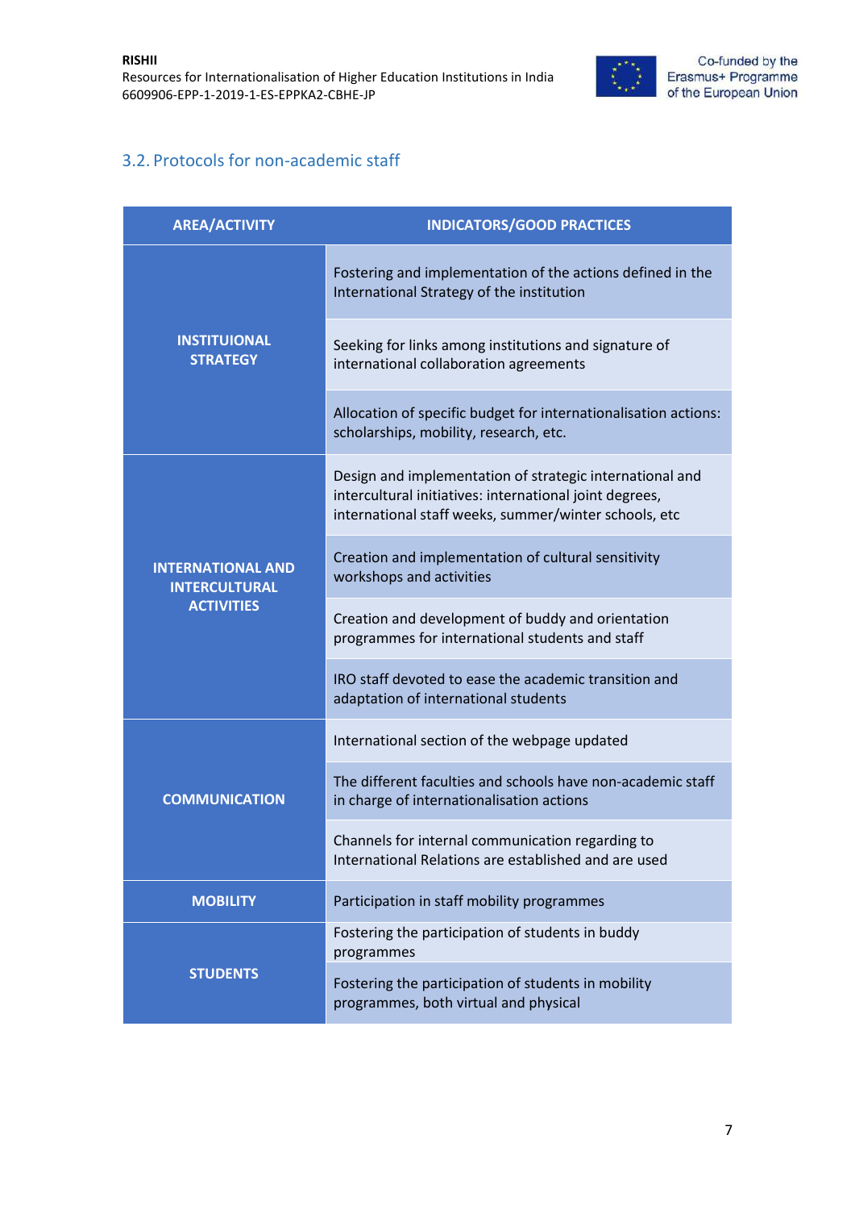## 3.2. Protocols for non-academic staff

| AREA/ACTIVITY | INDICATORS/GOOD PRACTICES |
| --- | --- |
| INSTITUIONAL STRATEGY | Fostering and implementation of the actions defined in the International Strategy of the institution |
| | Seeking for links among institutions and signature of international collaboration agreements |
| | Allocation of specific budget for internationalisation actions: scholarships, mobility, research, etc. |
| INTERNATIONAL AND INTERCULTURAL ACTIVITIES | Design and implementation of strategic international and intercultural initiatives: international joint degrees, international staff weeks, summer/winter schools, etc |
| | Creation and implementation of cultural sensitivity workshops and activities |
| | Creation and development of buddy and orientation programmes for international students and staff |
| | IRO staff devoted to ease the academic transition and adaptation of international students |
| COMMUNICATION | International section of the webpage updated |
| | The different faculties and schools have non-academic staff in charge of internationalisation actions |
| | Channels for internal communication regarding to International Relations are established and are used |
| MOBILITY | Participation in staff mobility programmes |
| STUDENTS | Fostering the participation of students in buddy programmes |
| | Fostering the participation of students in mobility programmes, both virtual and physical |